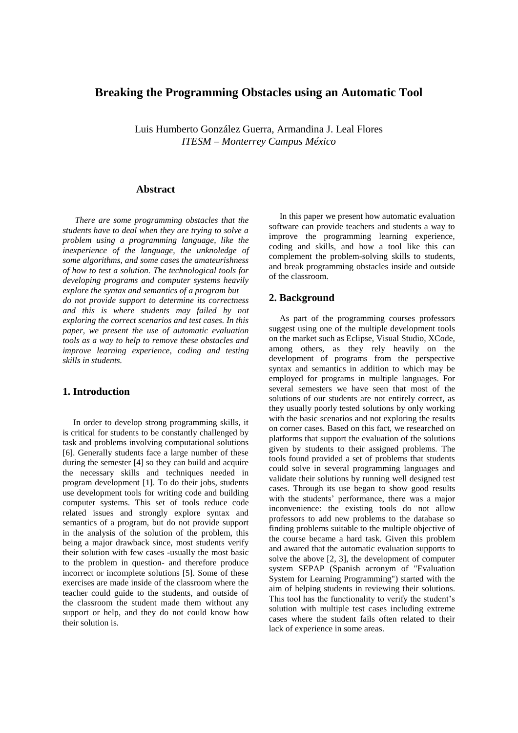# Breaking the Programming Obstacles using an Automatic Tool

Luis Humberto González Guerra, Armandina J. Leal Flores
*ITESM – Monterrey Campus México*

## Abstract

*There are some programming obstacles that the students have to deal when they are trying to solve a problem using a programming language, like the inexperience of the language, the unknoledge of some algorithms, and some cases the amateurishness of how to test a solution. The technological tools for developing programs and computer systems heavily explore the syntax and semantics of a program but do not provide support to determine its correctness and this is where students may failed by not exploring the correct scenarios and test cases. In this paper, we present the use of automatic evaluation tools as a way to help to remove these obstacles and improve learning experience, coding and testing skills in students.*

## 1. Introduction

In order to develop strong programming skills, it is critical for students to be constantly challenged by task and problems involving computational solutions [6]. Generally students face a large number of these during the semester [4] so they can build and acquire the necessary skills and techniques needed in program development [1]. To do their jobs, students use development tools for writing code and building computer systems. This set of tools reduce code related issues and strongly explore syntax and semantics of a program, but do not provide support in the analysis of the solution of the problem, this being a major drawback since, most students verify their solution with few cases -usually the most basic to the problem in question- and therefore produce incorrect or incomplete solutions [5]. Some of these exercises are made inside of the classroom where the teacher could guide to the students, and outside of the classroom the student made them without any support or help, and they do not could know how their solution is.

In this paper we present how automatic evaluation software can provide teachers and students a way to improve the programming learning experience, coding and skills, and how a tool like this can complement the problem-solving skills to students, and break programming obstacles inside and outside of the classroom.

## 2. Background

As part of the programming courses professors suggest using one of the multiple development tools on the market such as Eclipse, Visual Studio, XCode, among others, as they rely heavily on the development of programs from the perspective syntax and semantics in addition to which may be employed for programs in multiple languages. For several semesters we have seen that most of the solutions of our students are not entirely correct, as they usually poorly tested solutions by only working with the basic scenarios and not exploring the results on corner cases. Based on this fact, we researched on platforms that support the evaluation of the solutions given by students to their assigned problems. The tools found provided a set of problems that students could solve in several programming languages and validate their solutions by running well designed test cases. Through its use began to show good results with the students' performance, there was a major inconvenience: the existing tools do not allow professors to add new problems to the database so finding problems suitable to the multiple objective of the course became a hard task. Given this problem and awared that the automatic evaluation supports to solve the above [2, 3], the development of computer system SEPAP (Spanish acronym of "Evaluation System for Learning Programming") started with the aim of helping students in reviewing their solutions. This tool has the functionality to verify the student's solution with multiple test cases including extreme cases where the student fails often related to their lack of experience in some areas.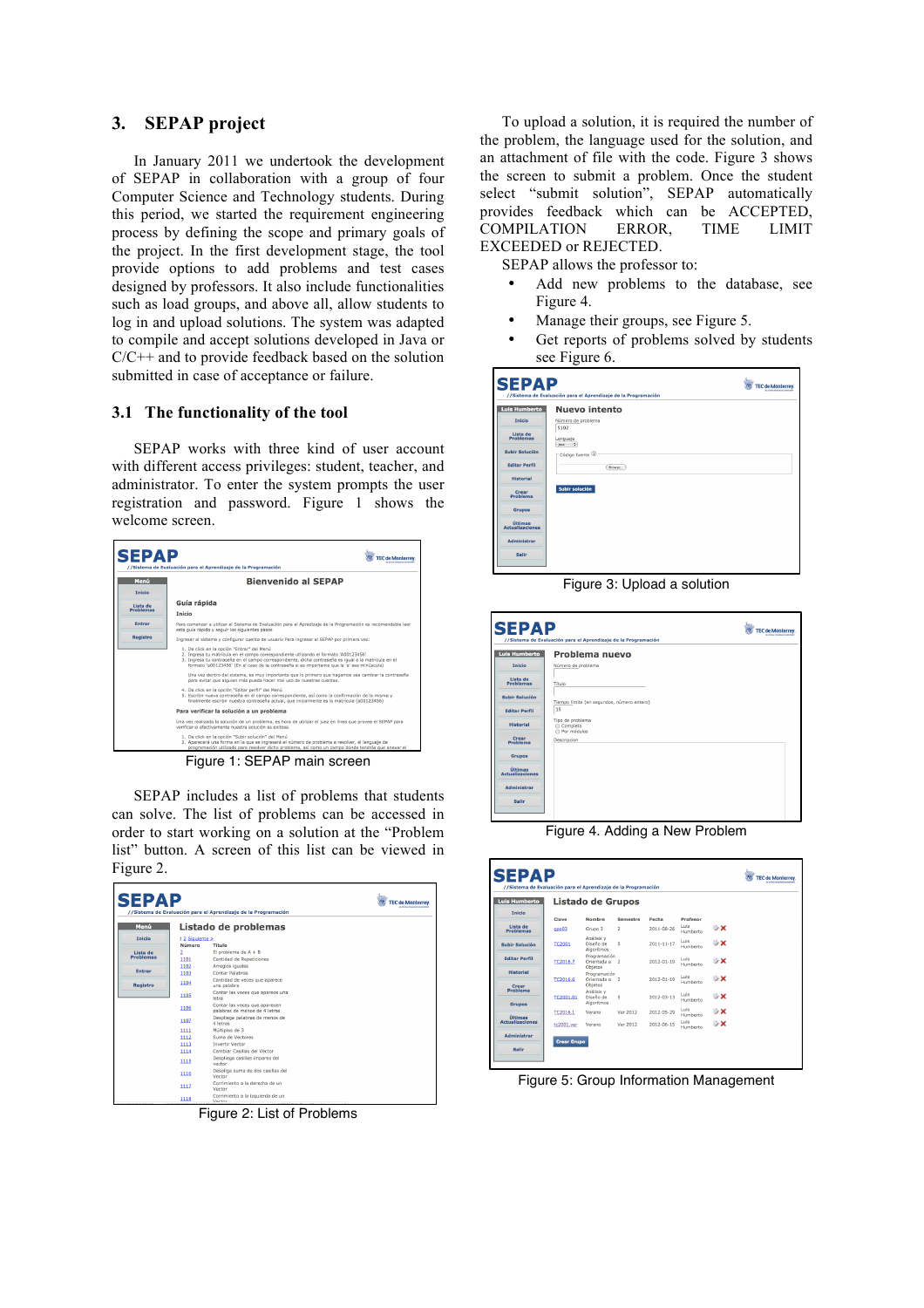## 3. SEPAP project

In January 2011 we undertook the development of SEPAP in collaboration with a group of four Computer Science and Technology students. During this period, we started the requirement engineering process by defining the scope and primary goals of the project. In the first development stage, the tool provide options to add problems and test cases designed by professors. It also include functionalities such as load groups, and above all, allow students to log in and upload solutions. The system was adapted to compile and accept solutions developed in Java or C/C++ and to provide feedback based on the solution submitted in case of acceptance or failure.

### 3.1 The functionality of the tool

SEPAP works with three kind of user account with different access privileges: student, teacher, and administrator. To enter the system prompts the user registration and password. Figure 1 shows the welcome screen.

Figure 1: SEPAP main screen

SEPAP includes a list of problems that students can solve. The list of problems can be accessed in order to start working on a solution at the "Problem list" button. A screen of this list can be viewed in Figure 2.

Figure 2: List of Problems

To upload a solution, it is required the number of the problem, the language used for the solution, and an attachment of file with the code. Figure 3 shows the screen to submit a problem. Once the student select "submit solution", SEPAP automatically provides feedback which can be ACCEPTED, COMPILATION ERROR, TIME LIMIT EXCEEDED or REJECTED.

SEPAP allows the professor to:

- Add new problems to the database, see Figure 4.
- Manage their groups, see Figure 5.
- Get reports of problems solved by students see Figure 6.

Figure 3: Upload a solution

Figure 4. Adding a New Problem

Figure 5: Group Information Management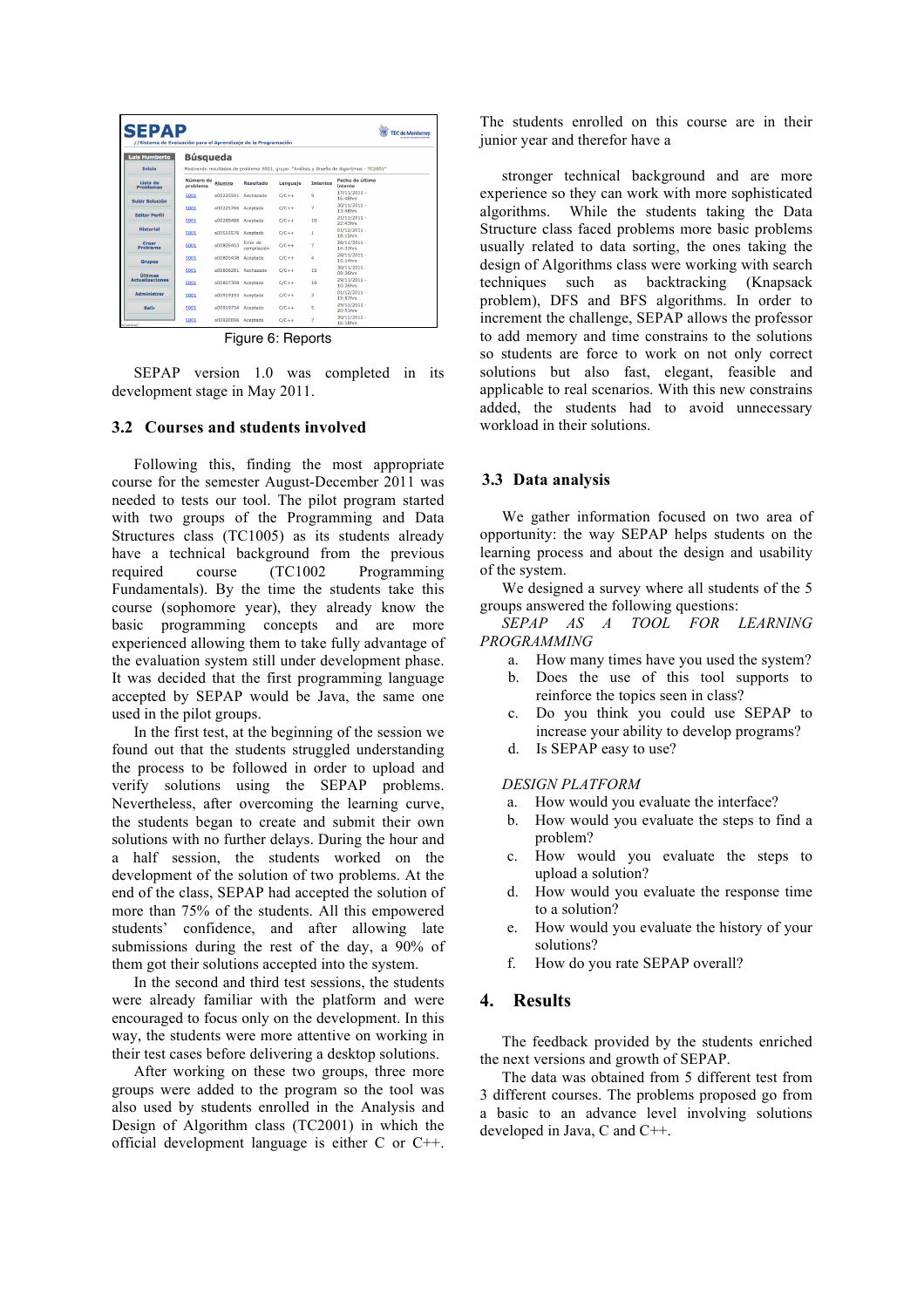Figure 6: Reports

SEPAP version 1.0 was completed in its development stage in May 2011.

## 3.2 Courses and students involved

Following this, finding the most appropriate course for the semester August-December 2011 was needed to tests our tool. The pilot program started with two groups of the Programming and Data Structures class (TC1005) as its students already have a technical background from the previous required course (TC1002 Programming Fundamentals). By the time the students take this course (sophomore year), they already know the basic programming concepts and are more experienced allowing them to take fully advantage of the evaluation system still under development phase. It was decided that the first programming language accepted by SEPAP would be Java, the same one used in the pilot groups.

In the first test, at the beginning of the session we found out that the students struggled understanding the process to be followed in order to upload and verify solutions using the SEPAP problems. Nevertheless, after overcoming the learning curve, the students began to create and submit their own solutions with no further delays. During the hour and a half session, the students worked on the development of the solution of two problems. At the end of the class, SEPAP had accepted the solution of more than 75% of the students. All this empowered students' confidence, and after allowing late submissions during the rest of the day, a 90% of them got their solutions accepted into the system.

In the second and third test sessions, the students were already familiar with the platform and were encouraged to focus only on the development. In this way, the students were more attentive on working in their test cases before delivering a desktop solution.

After working on these two groups, three more groups were added to the program so the tool was also used by students enrolled in the Analysis and Design of Algorithm class (TC2001) in which the official development language is either C or C++. The students enrolled on this course are in their junior year and therefor have a

stronger technical background and are more experience so they can work with more sophisticated algorithms. While the students taking the Data Structure class faced problems more basic problems usually related to data sorting, the ones taking the design of Algorithms class were working with search techniques such as backtracking (Knapsack problem), DFS and BFS algorithms. In order to increment the challenge, SEPAP allows the professor to add memory and time constrains to the solutions so students are force to work on not only correct solutions but also fast, elegant, feasible and applicable to real scenarios. With this new constrains added, the students had to avoid unnecessary workload in their solutions.

## 3.3 Data analysis

We gather information focused on two area of opportunity: the way SEPAP helps students on the learning process and about the design and usability of the system.

We designed a survey where all students of the 5 groups answered the following questions:

*SEPAP AS A TOOL FOR LEARNING PROGRAMMING*

a. How many times have you used the system?
b. Does the use of this tool supports to reinforce the topics seen in class?
c. Do you think you could use SEPAP to increase your ability to develop programs?
d. Is SEPAP easy to use?

*DESIGN PLATFORM*

a. How would you evaluate the interface?
b. How would you evaluate the steps to find a problem?
c. How would you evaluate the steps to upload a solution?
d. How would you evaluate the response time to a solution?
e. How would you evaluate the history of your solutions?
f. How do you rate SEPAP overall?

# 4. Results

The feedback provided by the students enriched the next versions and growth of SEPAP.

The data was obtained from 5 different test from 3 different courses. The problems proposed go from a basic to an advance level involving solutions developed in Java, C and C++.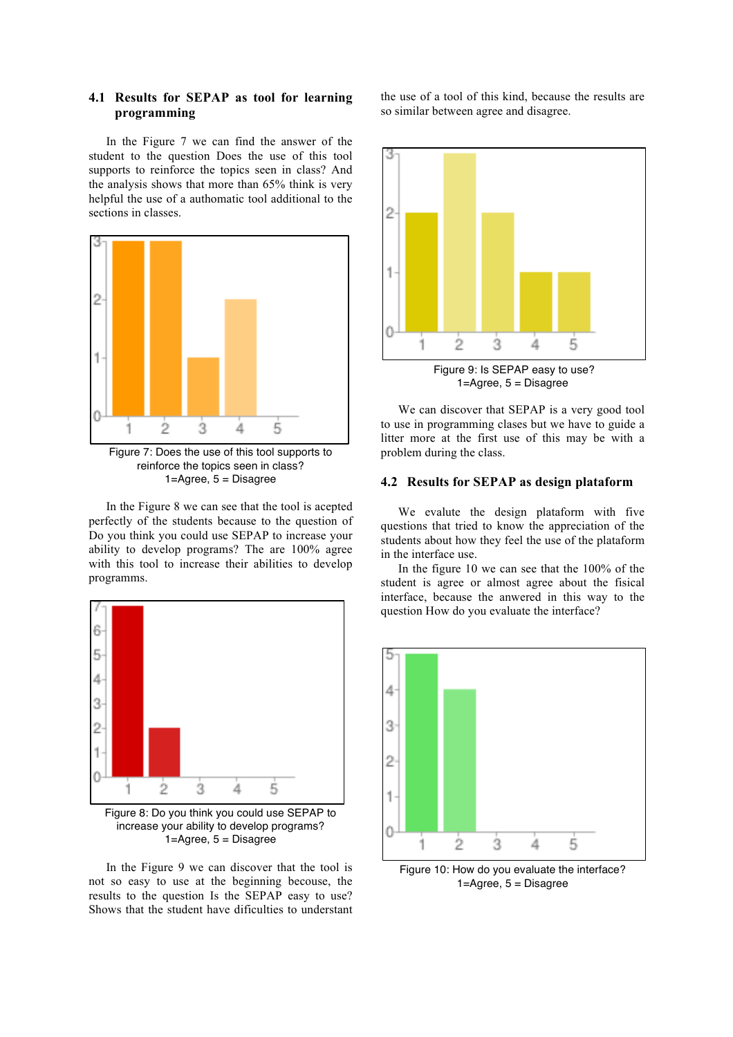### 4.1 Results for SEPAP as tool for learning programming

In the Figure 7 we can find the answer of the student to the question Does the use of this tool supports to reinforce the topics seen in class? And the analysis shows that more than 65% think is very helpful the use of a authomatic tool additional to the sections in classes.

0
1
2
3
1 2 3 4 5

Figure 7: Does the use of this tool supports to reinforce the topics seen in class?
1=Agree, 5 = Disagree

In the Figure 8 we can see that the tool is accepted perfectly of the students because to the question of Do you think you could use SEPAP to increase your ability to develop programs? The are 100% agree with this tool to increase their abilities to develop programms.

0
1
2
3
4
5
6
7
1 2 3 4 5

Figure 8: Do you think you could use SEPAP to increase your ability to develop programs?
1=Agree, 5 = Disagree

In the Figure 9 we can discover that the tool is not so easy to use at the beginning becouse, the results to the question Is the SEPAP easy to use? Shows that the student have dificulties to understant the use of a tool of this kind, because the results are so similar between agree and disagree.

0
1
2
3
1 2 3 4 5

Figure 9: Is SEPAP easy to use?
1=Agree, 5 = Disagree

We can discover that SEPAP is a very good tool to use in programming clases but we have to guide a litter more at the first use of this may be with a problem during the class.

### 4.2 Results for SEPAP as design plataform

We evalute the design plataform with five questions that tried to know the appreciation of the students about how they feel the use of the plataform in the interface use.

In the figure 10 we can see that the 100% of the student is agree or almost agree about the fisical interface, because the anwered in this way to the question How do you evaluate the interface?

0
1
2
3
4
5
1 2 3 4 5

Figure 10: How do you evaluate the interface?
1=Agree, 5 = Disagree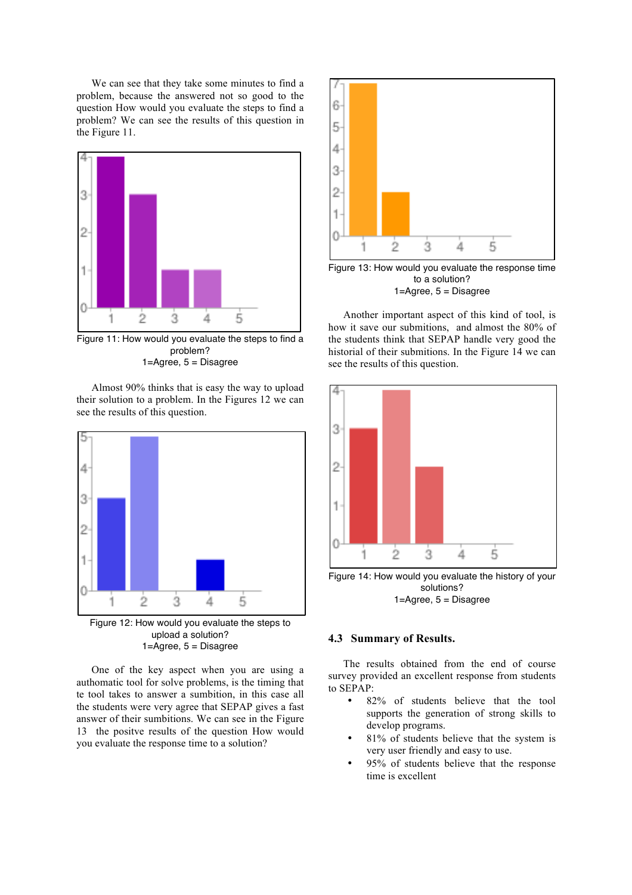We can see that they take some minutes to find a problem, because the answered not so good to the question How would you evaluate the steps to find a problem? We can see the results of this question in the Figure 11.

4
3
2
1
0
1 2 3 4 5

Figure 11: How would you evaluate the steps to find a problem?
1=Agree, 5 = Disagree

Almost 90% thinks that is easy the way to upload their solution to a problem. In the Figures 12 we can see the results of this question.

5
4
3
2
1
0
1 2 3 4 5

Figure 12: How would you evaluate the steps to upload a solution?
1=Agree, 5 = Disagree

One of the key aspect when you are using a authomatic tool for solve problems, is the timing that te tool takes to answer a sumbition, in this case all the students were very agree that SEPAP gives a fast answer of their sumbitions. We can see in the Figure 13 the positve results of the question How would you evaluate the response time to a solution?

7
6
5
4
3
2
1
0
1 2 3 4 5

Figure 13: How would you evaluate the response time to a solution?
1=Agree, 5 = Disagree

Another important aspect of this kind of tool, is how it save our submitions, and almost the 80% of the students think that SEPAP handle very good the historial of their submitions. In the Figure 14 we can see the results of this question.

4
3
2
1
0
1 2 3 4 5

Figure 14: How would you evaluate the history of your solutions?
1=Agree, 5 = Disagree

### 4.3 Summary of Results.

The results obtained from the end of course survey provided an excellent response from students to SEPAP:

- 82% of students believe that the tool supports the generation of strong skills to develop programs.
- 81% of students believe that the system is very user friendly and easy to use.
- 95% of students believe that the response time is excellent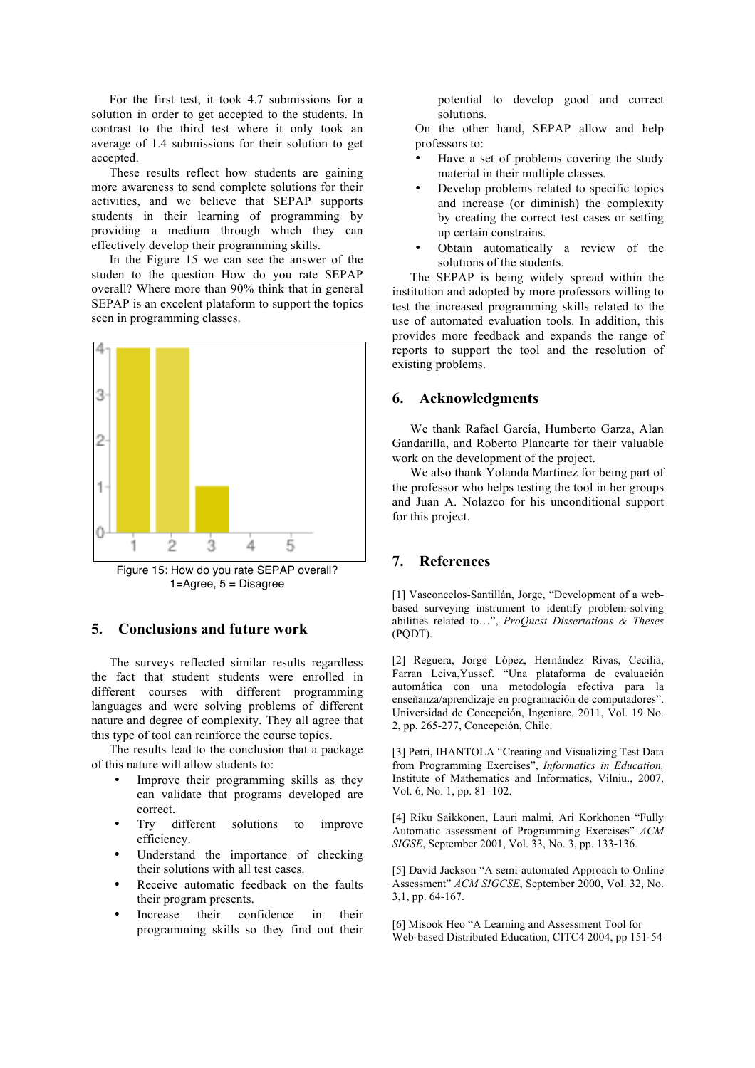For the first test, it took 4.7 submissions for a solution in order to get accepted to the students. In contrast to the third test where it only took an average of 1.4 submissions for their solution to get accepted.

These results reflect how students are gaining more awareness to send complete solutions for their activities, and we believe that SEPAP supports students in their learning of programming by providing a medium through which they can effectively develop their programming skills.

In the Figure 15 we can see the answer of the studen to the question How do you rate SEPAP overall? Where more than 90% think that in general SEPAP is an excelent plataform to support the topics seen in programming classes.

4
3
2
1
0
1 2 3 4 5

Figure 15: How do you rate SEPAP overall? 1=Agree, 5 = Disagree

## 5. Conclusions and future work

The surveys reflected similar results regardless the fact that student students were enrolled in different courses with different programming languages and were solving problems of different nature and degree of complexity. They all agree that this type of tool can reinforce the course topics.

The results lead to the conclusion that a package of this nature will allow students to:

- Improve their programming skills as they can validate that programs developed are correct.
- Try different solutions to improve efficiency.
- Understand the importance of checking their solutions with all test cases.
- Receive automatic feedback on the faults their program presents.
- Increase their confidence in their programming skills so they find out their potential to develop good and correct solutions.

On the other hand, SEPAP allow and help professors to:

- Have a set of problems covering the study material in their multiple classes.
- Develop problems related to specific topics and increase (or diminish) the complexity by creating the correct test cases or setting up certain constrains.
- Obtain automatically a review of the solutions of the students.

The SEPAP is being widely spread within the institution and adopted by more professors willing to test the increased programming skills related to the use of automated evaluation tools. In addition, this provides more feedback and expands the range of reports to support the tool and the resolution of existing problems.

## 6. Acknowledgments

We thank Rafael García, Humberto Garza, Alan Gandarilla, and Roberto Plancarte for their valuable work on the development of the project.

We also thank Yolanda Martínez for being part of the professor who helps testing the tool in her groups and Juan A. Nolazco for his unconditional support for this project.

## 7. References

[1] Vasconcelos-Santillán, Jorge, "Development of a web-based surveying instrument to identify problem-solving abilities related to…", *ProQuest Dissertations & Theses* (PQDT).

[2] Reguera, Jorge López, Hernández Rivas, Cecilia, Farran Leiva,Yussef. "Una plataforma de evaluación automática con una metodología efectiva para la enseñanza/aprendizaje en programación de computadores". Universidad de Concepción, Ingeniare, 2011, Vol. 19 No. 2, pp. 265-277, Concepción, Chile.

[3] Petri, IHANTOLA "Creating and Visualizing Test Data from Programming Exercises", *Informatics in Education,* Institute of Mathematics and Informatics, Vilniu., 2007, Vol. 6, No. 1, pp. 81–102.

[4] Riku Saikkonen, Lauri malmi, Ari Korkhonen "Fully Automatic assessment of Programming Exercises" *ACM SIGSE*, September 2001, Vol. 33, No. 3, pp. 133-136.

[5] David Jackson "A semi-automated Approach to Online Assessment" *ACM SIGCSE*, September 2000, Vol. 32, No. 3,1, pp. 64-167.

[6] Misook Heo "A Learning and Assessment Tool for Web-based Distributed Education, CITC4 2004, pp 151-54